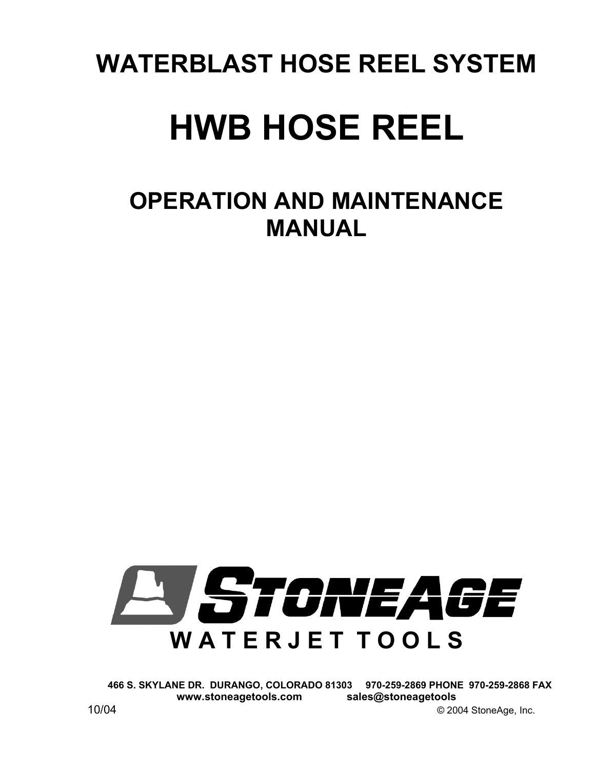# WATERBLAST HOSE REEL SYSTEM

# HWB HOSE REEL

## OPERATION AND MAINTENANCE MANUAL

**STONEAGE**

**WATERJET TOOLS**

**466 S. SKYLANE DR. DURANGO, COLORADO 81303 970-259-2869 PHONE 970-259-2868 FAX**
**www.stoneagetools.com sales@stoneagetools**

10/04

© 2004 StoneAge, Inc.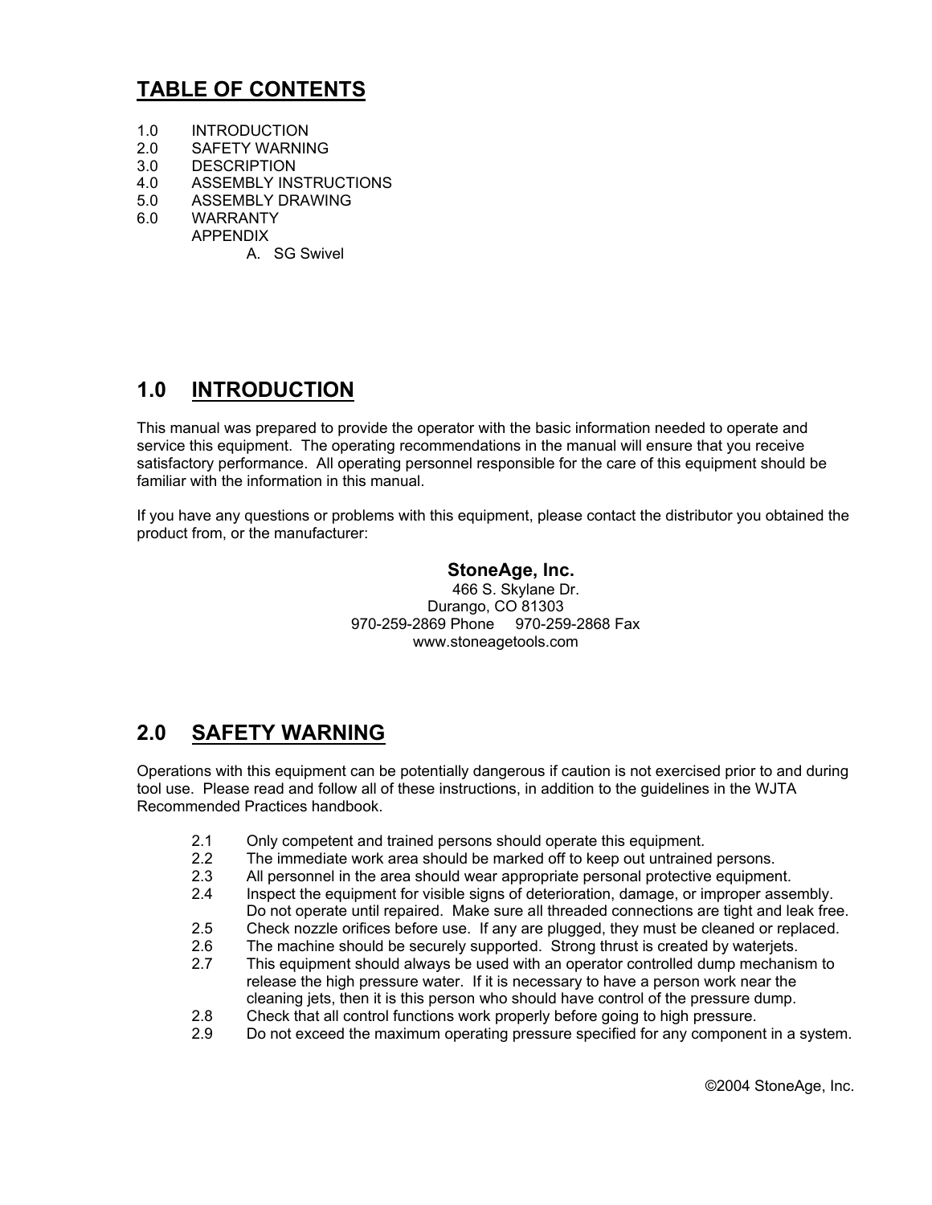# TABLE OF CONTENTS

1.0 INTRODUCTION
2.0 SAFETY WARNING
3.0 DESCRIPTION
4.0 ASSEMBLY INSTRUCTIONS
5.0 ASSEMBLY DRAWING
6.0 WARRANTY
APPENDIX
  A. SG Swivel

# 1.0 INTRODUCTION

This manual was prepared to provide the operator with the basic information needed to operate and service this equipment. The operating recommendations in the manual will ensure that you receive satisfactory performance. All operating personnel responsible for the care of this equipment should be familiar with the information in this manual.

If you have any questions or problems with this equipment, please contact the distributor you obtained the product from, or the manufacturer:

**StoneAge, Inc.**
466 S. Skylane Dr.
Durango, CO 81303
970-259-2869 Phone 970-259-2868 Fax
www.stoneagetools.com

# 2.0 SAFETY WARNING

Operations with this equipment can be potentially dangerous if caution is not exercised prior to and during tool use. Please read and follow all of these instructions, in addition to the guidelines in the WJTA Recommended Practices handbook.

2.1 Only competent and trained persons should operate this equipment.
2.2 The immediate work area should be marked off to keep out untrained persons.
2.3 All personnel in the area should wear appropriate personal protective equipment.
2.4 Inspect the equipment for visible signs of deterioration, damage, or improper assembly. Do not operate until repaired. Make sure all threaded connections are tight and leak free.
2.5 Check nozzle orifices before use. If any are plugged, they must be cleaned or replaced.
2.6 The machine should be securely supported. Strong thrust is created by waterjets.
2.7 This equipment should always be used with an operator controlled dump mechanism to release the high pressure water. If it is necessary to have a person work near the cleaning jets, then it is this person who should have control of the pressure dump.
2.8 Check that all control functions work properly before going to high pressure.
2.9 Do not exceed the maximum operating pressure specified for any component in a system.

©2004 StoneAge, Inc.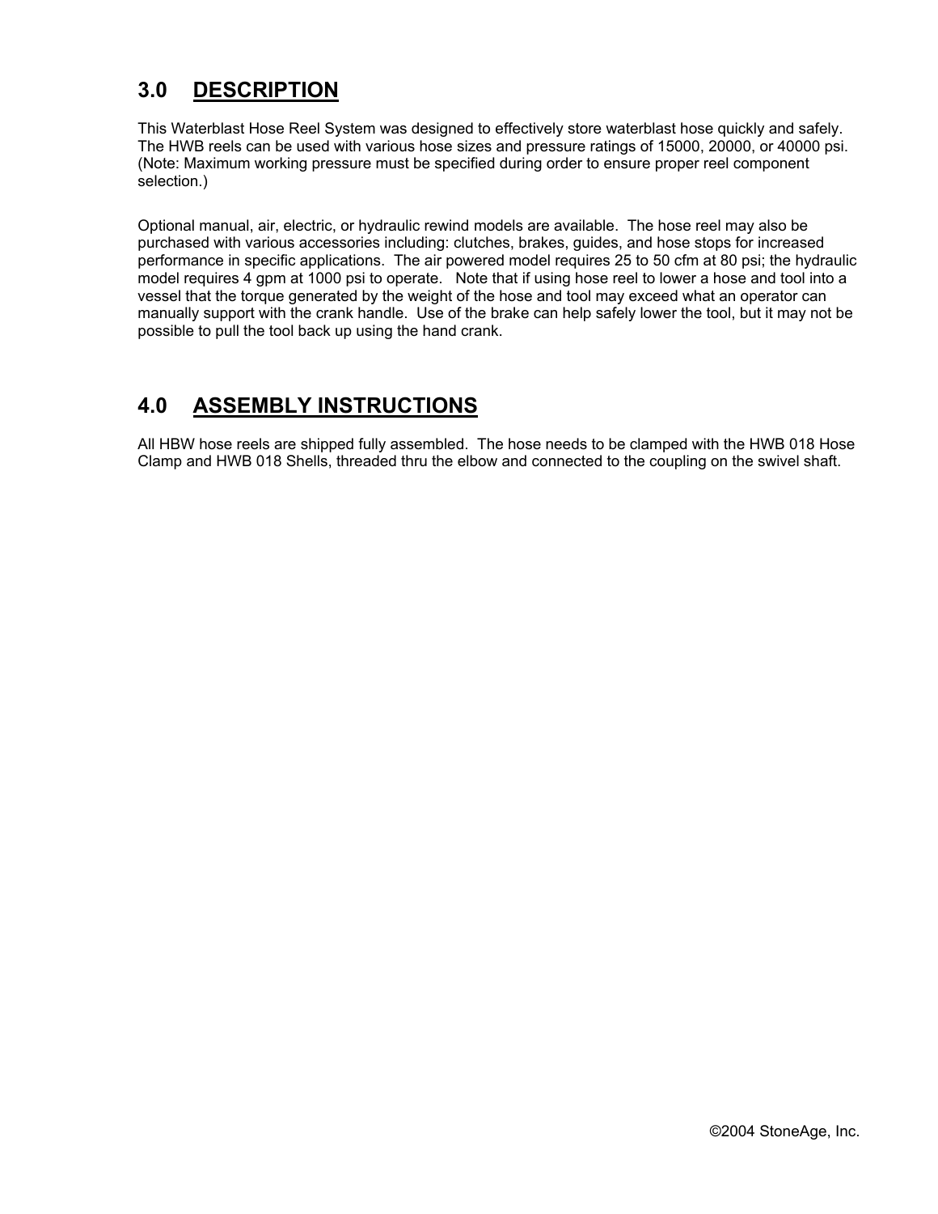## 3.0 DESCRIPTION

This Waterblast Hose Reel System was designed to effectively store waterblast hose quickly and safely. The HWB reels can be used with various hose sizes and pressure ratings of 15000, 20000, or 40000 psi. (Note: Maximum working pressure must be specified during order to ensure proper reel component selection.)

Optional manual, air, electric, or hydraulic rewind models are available. The hose reel may also be purchased with various accessories including: clutches, brakes, guides, and hose stops for increased performance in specific applications. The air powered model requires 25 to 50 cfm at 80 psi; the hydraulic model requires 4 gpm at 1000 psi to operate. Note that if using hose reel to lower a hose and tool into a vessel that the torque generated by the weight of the hose and tool may exceed what an operator can manually support with the crank handle. Use of the brake can help safely lower the tool, but it may not be possible to pull the tool back up using the hand crank.

## 4.0 ASSEMBLY INSTRUCTIONS

All HBW hose reels are shipped fully assembled. The hose needs to be clamped with the HWB 018 Hose Clamp and HWB 018 Shells, threaded thru the elbow and connected to the coupling on the swivel shaft.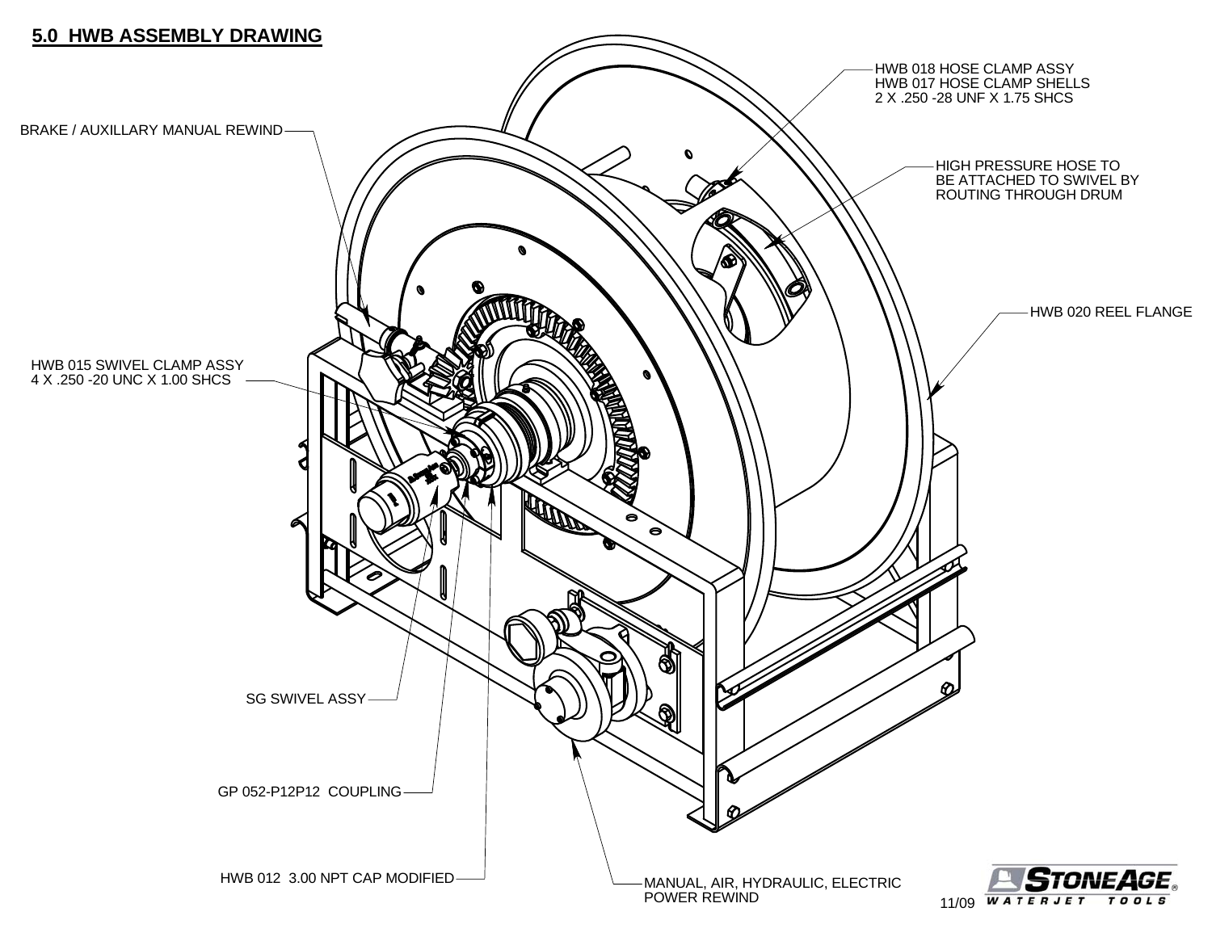## 5.0 HWB ASSEMBLY DRAWING

HWB 018 HOSE CLAMP ASSY
HWB 017 HOSE CLAMP SHELLS
2 X .250 -28 UNF X 1.75 SHCS

BRAKE / AUXILLARY MANUAL REWIND

HIGH PRESSURE HOSE TO BE ATTACHED TO SWIVEL BY ROUTING THROUGH DRUM

HWB 020 REEL FLANGE

HWB 015 SWIVEL CLAMP ASSY
4 X .250 -20 UNC X 1.00 SHCS

SG SWIVEL ASSY

GP 052-P12P12 COUPLING

HWB 012 3.00 NPT CAP MODIFIED

MANUAL, AIR, HYDRAULIC, ELECTRIC POWER REWIND

11/09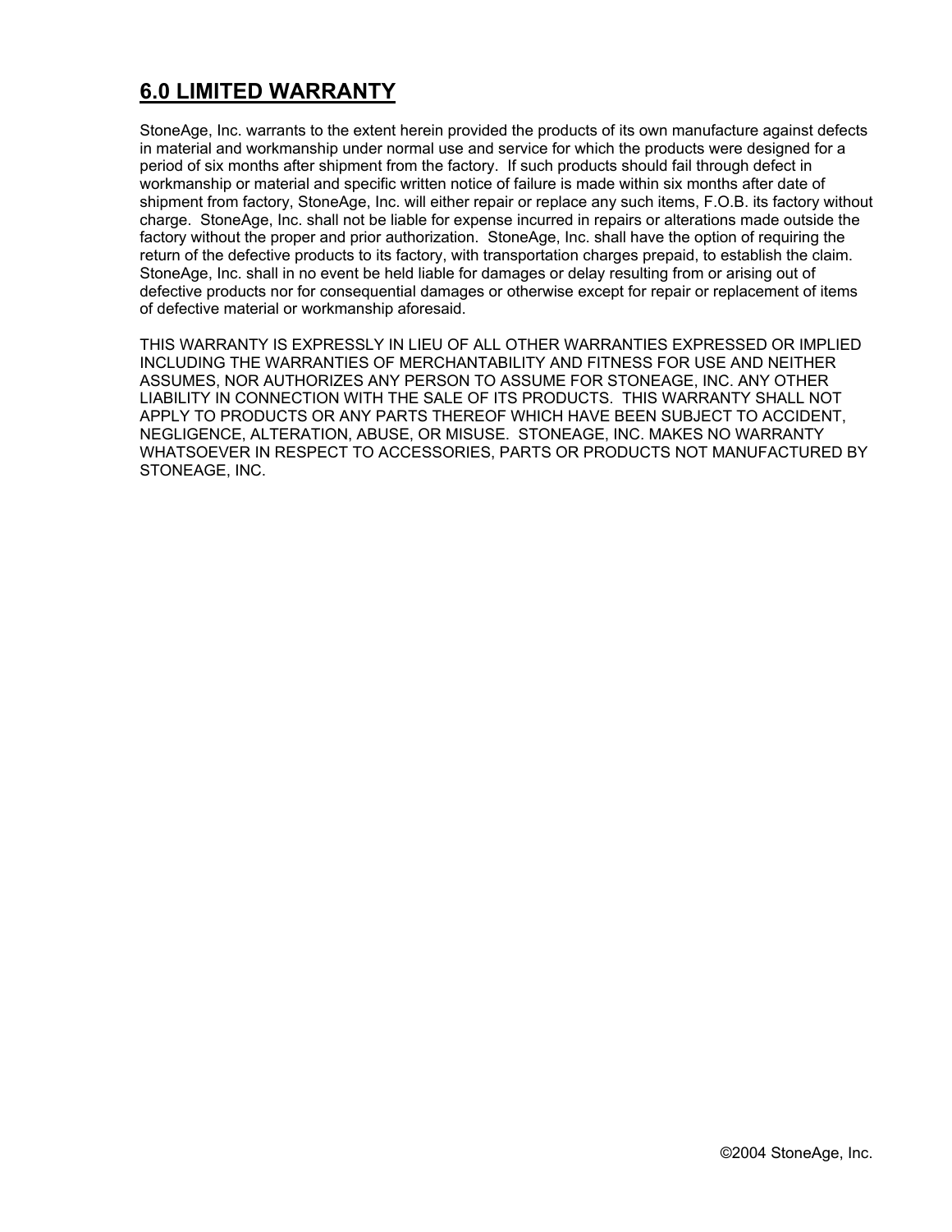## 6.0 LIMITED WARRANTY

StoneAge, Inc. warrants to the extent herein provided the products of its own manufacture against defects in material and workmanship under normal use and service for which the products were designed for a period of six months after shipment from the factory. If such products should fail through defect in workmanship or material and specific written notice of failure is made within six months after date of shipment from factory, StoneAge, Inc. will either repair or replace any such items, F.O.B. its factory without charge. StoneAge, Inc. shall not be liable for expense incurred in repairs or alterations made outside the factory without the proper and prior authorization. StoneAge, Inc. shall have the option of requiring the return of the defective products to its factory, with transportation charges prepaid, to establish the claim. StoneAge, Inc. shall in no event be held liable for damages or delay resulting from or arising out of defective products nor for consequential damages or otherwise except for repair or replacement of items of defective material or workmanship aforesaid.

THIS WARRANTY IS EXPRESSLY IN LIEU OF ALL OTHER WARRANTIES EXPRESSED OR IMPLIED INCLUDING THE WARRANTIES OF MERCHANTABILITY AND FITNESS FOR USE AND NEITHER ASSUMES, NOR AUTHORIZES ANY PERSON TO ASSUME FOR STONEAGE, INC. ANY OTHER LIABILITY IN CONNECTION WITH THE SALE OF ITS PRODUCTS. THIS WARRANTY SHALL NOT APPLY TO PRODUCTS OR ANY PARTS THEREOF WHICH HAVE BEEN SUBJECT TO ACCIDENT, NEGLIGENCE, ALTERATION, ABUSE, OR MISUSE. STONEAGE, INC. MAKES NO WARRANTY WHATSOEVER IN RESPECT TO ACCESSORIES, PARTS OR PRODUCTS NOT MANUFACTURED BY STONEAGE, INC.

©2004 StoneAge, Inc.